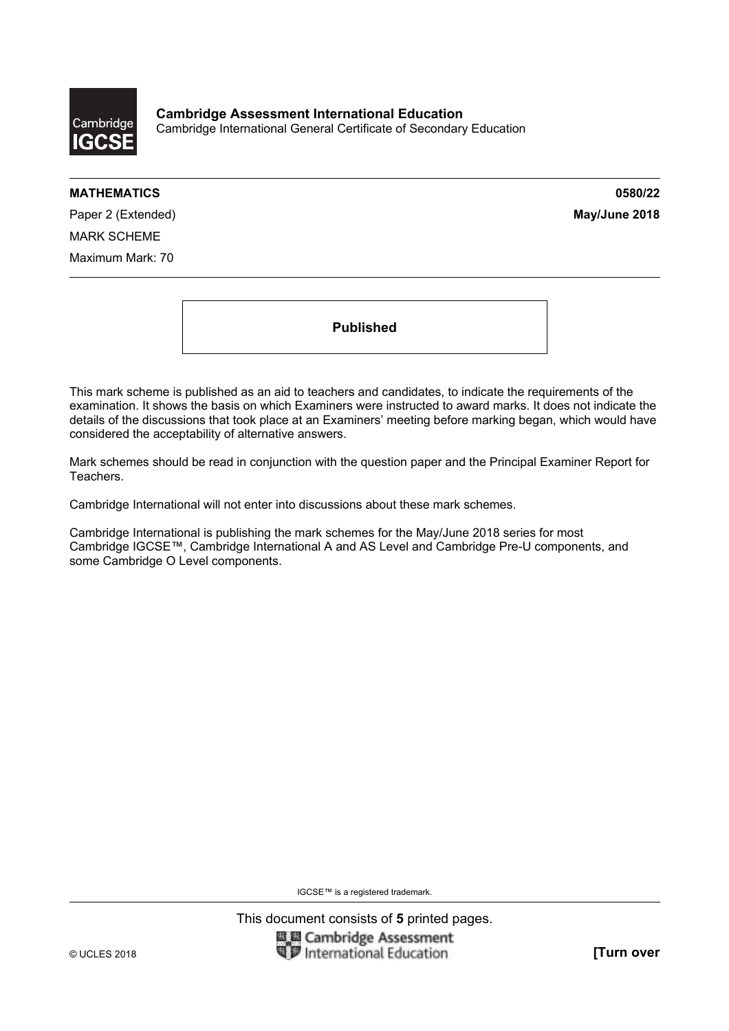Cambridge IGCSE

**Cambridge Assessment International Education**
Cambridge International General Certificate of Secondary Education

**MATHEMATICS** **0580/22**

Paper 2 (Extended) **May/June 2018**

MARK SCHEME

Maximum Mark: 70

**Published**

This mark scheme is published as an aid to teachers and candidates, to indicate the requirements of the examination. It shows the basis on which Examiners were instructed to award marks. It does not indicate the details of the discussions that took place at an Examiners' meeting before marking began, which would have considered the acceptability of alternative answers.

Mark schemes should be read in conjunction with the question paper and the Principal Examiner Report for Teachers.

Cambridge International will not enter into discussions about these mark schemes.

Cambridge International is publishing the mark schemes for the May/June 2018 series for most Cambridge IGCSE™, Cambridge International A and AS Level and Cambridge Pre-U components, and some Cambridge O Level components.

IGCSE™ is a registered trademark.

This document consists of **5** printed pages.

© UCLES 2018 **[Turn over**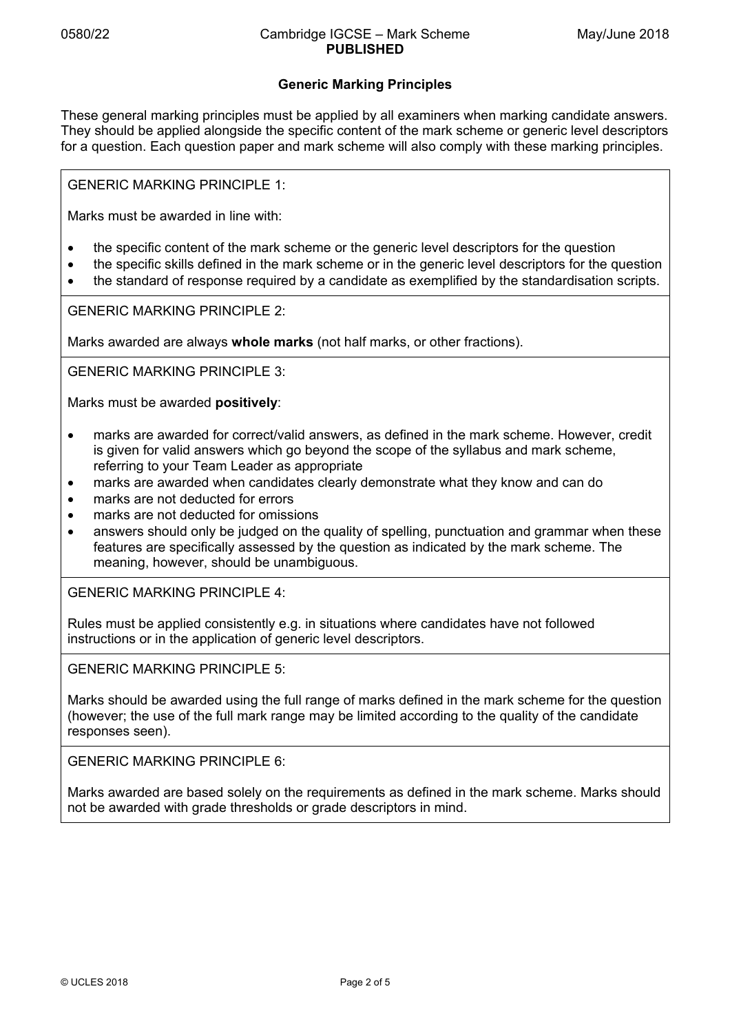## Generic Marking Principles

These general marking principles must be applied by all examiners when marking candidate answers. They should be applied alongside the specific content of the mark scheme or generic level descriptors for a question. Each question paper and mark scheme will also comply with these marking principles.

GENERIC MARKING PRINCIPLE 1:

Marks must be awarded in line with:

- the specific content of the mark scheme or the generic level descriptors for the question
- the specific skills defined in the mark scheme or in the generic level descriptors for the question
- the standard of response required by a candidate as exemplified by the standardisation scripts.

GENERIC MARKING PRINCIPLE 2:

Marks awarded are always **whole marks** (not half marks, or other fractions).

GENERIC MARKING PRINCIPLE 3:

Marks must be awarded **positively**:

- marks are awarded for correct/valid answers, as defined in the mark scheme. However, credit is given for valid answers which go beyond the scope of the syllabus and mark scheme, referring to your Team Leader as appropriate
- marks are awarded when candidates clearly demonstrate what they know and can do
- marks are not deducted for errors
- marks are not deducted for omissions
- answers should only be judged on the quality of spelling, punctuation and grammar when these features are specifically assessed by the question as indicated by the mark scheme. The meaning, however, should be unambiguous.

GENERIC MARKING PRINCIPLE 4:

Rules must be applied consistently e.g. in situations where candidates have not followed instructions or in the application of generic level descriptors.

GENERIC MARKING PRINCIPLE 5:

Marks should be awarded using the full range of marks defined in the mark scheme for the question (however; the use of the full mark range may be limited according to the quality of the candidate responses seen).

GENERIC MARKING PRINCIPLE 6:

Marks awarded are based solely on the requirements as defined in the mark scheme. Marks should not be awarded with grade thresholds or grade descriptors in mind.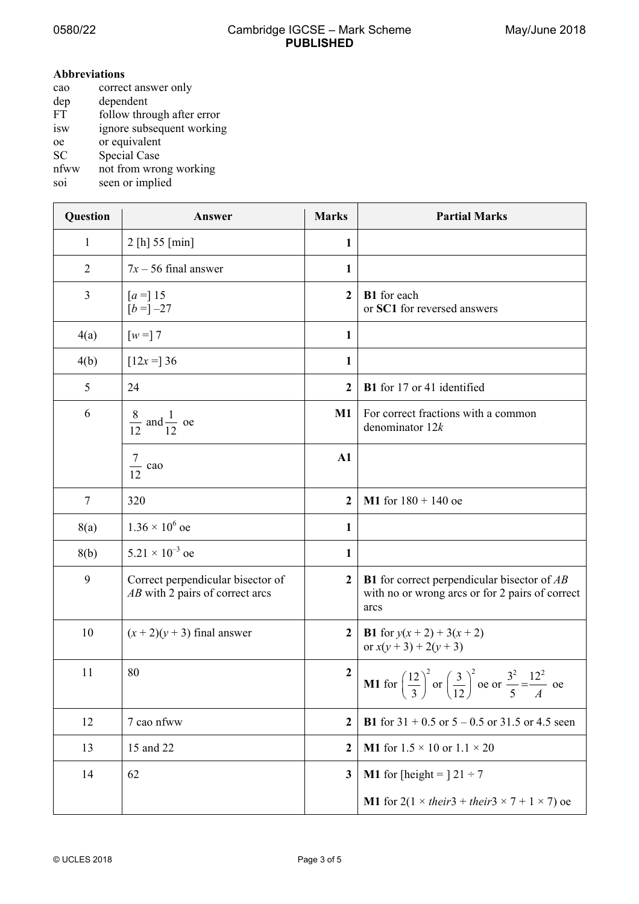**Abbreviations**

| | |
|---|---|
| cao | correct answer only |
| dep | dependent |
| FT | follow through after error |
| isw | ignore subsequent working |
| oe | or equivalent |
| SC | Special Case |
| nfww | not from wrong working |
| soi | seen or implied |

| Question | Answer | Marks | Partial Marks |
|---|---|---|---|
| 1 | 2 [h] 55 [min] | **1** | |
| 2 | $7x - 56$ final answer | **1** | |
| 3 | [$a$ =] 15<br>[$b$ =] –27 | **2** | **B1** for each<br>or **SC1** for reversed answers |
| 4(a) | [$w$ =] 7 | **1** | |
| 4(b) | [$12x$ =] 36 | **1** | |
| 5 | 24 | **2** | **B1** for 17 or 41 identified |
| 6 | $\frac{8}{12}$ and $\frac{1}{12}$ oe | **M1** | For correct fractions with a common denominator $12k$ |
| | $\frac{7}{12}$ cao | **A1** | |
| 7 | 320 | **2** | **M1** for 180 + 140 oe |
| 8(a) | $1.36 \times 10^6$ oe | **1** | |
| 8(b) | $5.21 \times 10^{-3}$ oe | **1** | |
| 9 | Correct perpendicular bisector of *AB* with 2 pairs of correct arcs | **2** | **B1** for correct perpendicular bisector of *AB* with no or wrong arcs or for 2 pairs of correct arcs |
| 10 | $(x + 2)(y + 3)$ final answer | **2** | **B1** for $y(x + 2) + 3(x + 2)$<br>or $x(y + 3) + 2(y + 3)$ |
| 11 | 80 | **2** | **M1** for $\left(\frac{12}{3}\right)^2$ or $\left(\frac{3}{12}\right)^2$ oe or $\frac{3^2}{5} = \frac{12^2}{A}$ oe |
| 12 | 7 cao nfww | **2** | **B1** for 31 + 0.5 or 5 – 0.5 or 31.5 or 4.5 seen |
| 13 | 15 and 22 | **2** | **M1** for 1.5 × 10 or 1.1 × 20 |
| 14 | 62 | **3** | **M1** for [height = ] 21 ÷ 7<br><br>**M1** for 2(1 × *their*3 + *their*3 × 7 + 1 × 7) oe |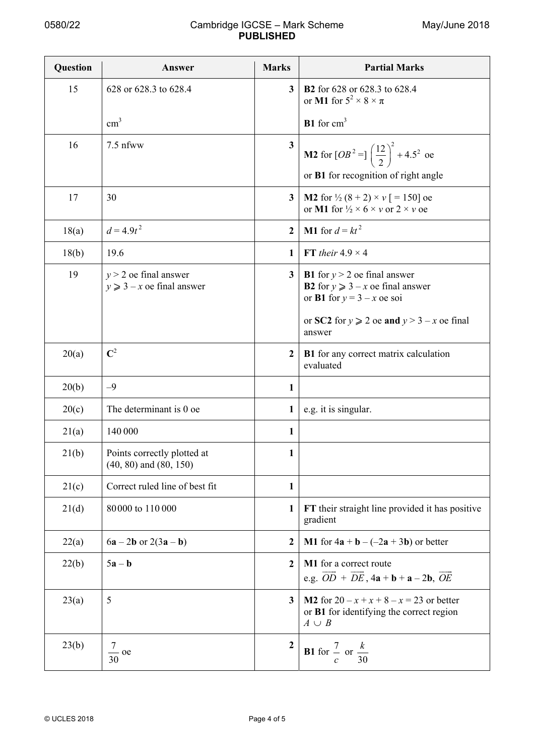| Question | Answer | Marks | Partial Marks |
|---|---|---|---|
| 15 | 628 or 628.3 to 628.4<br><br>$cm^3$ | 3 | **B2** for 628 or 628.3 to 628.4<br>or **M1** for $5^2 \times 8 \times \pi$<br><br>**B1** for $cm^3$ |
| 16 | 7.5 nfww | 3 | **M2** for $[OB^2 =] \left(\frac{12}{2}\right)^2 + 4.5^2$ oe<br>or **B1** for recognition of right angle |
| 17 | 30 | 3 | **M2** for $\frac{1}{2}(8 + 2) \times v$ [ = 150] oe<br>or **M1** for $\frac{1}{2} \times 6 \times v$ or $2 \times v$ oe |
| 18(a) | $d = 4.9t^2$ | 2 | **M1** for $d = kt^2$ |
| 18(b) | 19.6 | 1 | **FT** *their* $4.9 \times 4$ |
| 19 | $y > 2$ oe final answer<br>$y \geqslant 3 - x$ oe final answer | 3 | **B1** for $y > 2$ oe final answer<br>**B2** for $y \geqslant 3 - x$ oe final answer<br>or **B1** for $y = 3 - x$ oe soi<br><br>or **SC2** for $y \geqslant 2$ oe **and** $y > 3 - x$ oe final answer |
| 20(a) | $\mathbf{C}^2$ | 2 | **B1** for any correct matrix calculation evaluated |
| 20(b) | –9 | 1 | |
| 20(c) | The determinant is 0 oe | 1 | e.g. it is singular. |
| 21(a) | 140 000 | 1 | |
| 21(b) | Points correctly plotted at (40, 80) and (80, 150) | 1 | |
| 21(c) | Correct ruled line of best fit | 1 | |
| 21(d) | 80 000 to 110 000 | 1 | **FT** their straight line provided it has positive gradient |
| 22(a) | $6\mathbf{a} - 2\mathbf{b}$ or $2(3\mathbf{a} - \mathbf{b})$ | 2 | **M1** for $4\mathbf{a} + \mathbf{b} - (-2\mathbf{a} + 3\mathbf{b})$ or better |
| 22(b) | $5\mathbf{a} - \mathbf{b}$ | 2 | **M1** for a correct route<br>e.g. $\overrightarrow{OD} + \overrightarrow{DE}$, $4\mathbf{a} + \mathbf{b} + \mathbf{a} - 2\mathbf{b}$, $\overrightarrow{OE}$ |
| 23(a) | 5 | 3 | **M2** for $20 - x + x + 8 - x = 23$ or better<br>or **B1** for identifying the correct region $A \cup B$ |
| 23(b) | $\frac{7}{30}$ oe | 2 | **B1** for $\frac{7}{c}$ or $\frac{k}{30}$ |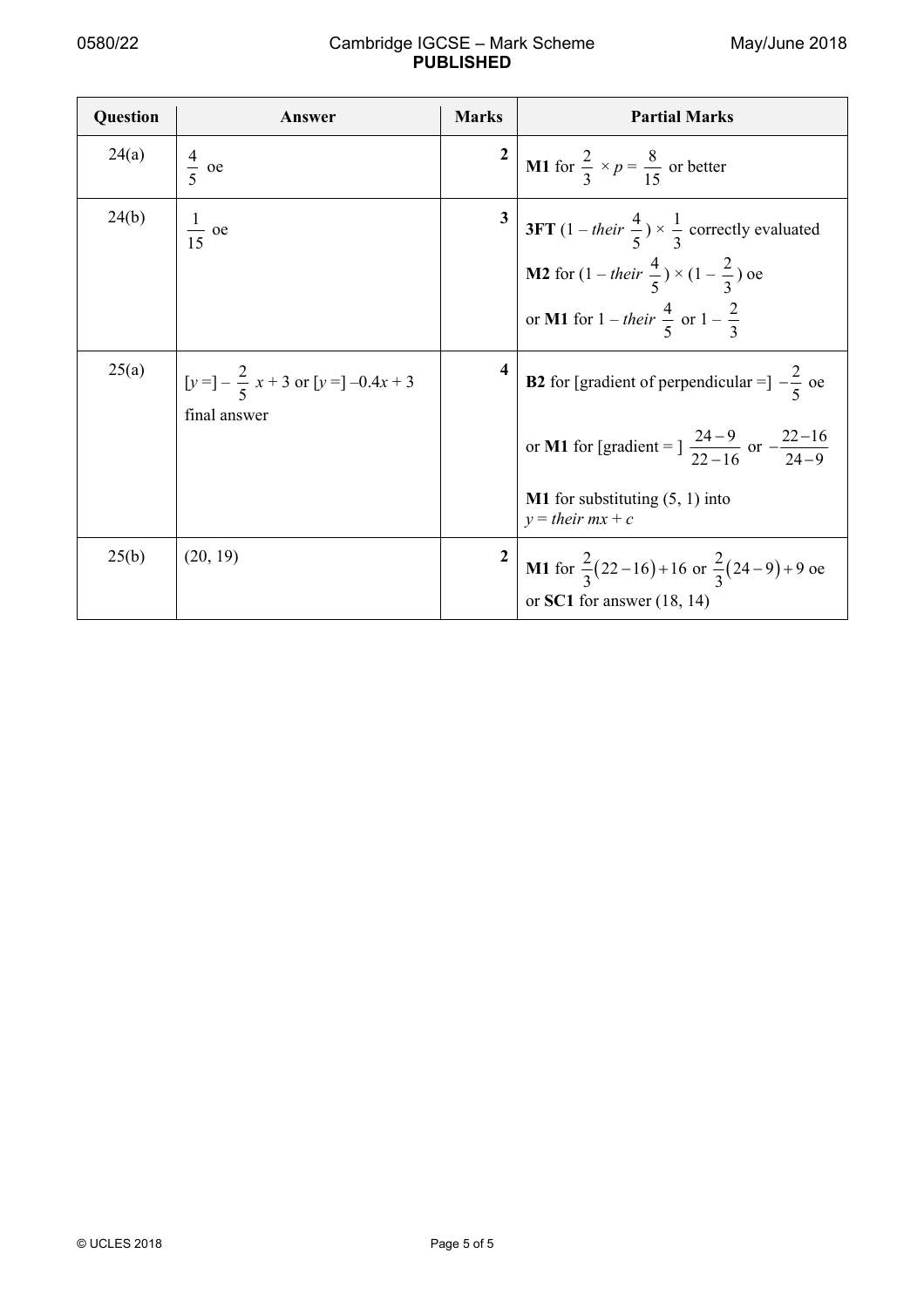| Question | Answer | Marks | Partial Marks |
|---|---|---|---|
| 24(a) | $\frac{4}{5}$ oe | 2 | **M1** for $\frac{2}{3} \times p = \frac{8}{15}$ or better |
| 24(b) | $\frac{1}{15}$ oe | 3 | **3FT** $(1 - \textit{their } \frac{4}{5}) \times \frac{1}{3}$ correctly evaluated<br>**M2** for $(1 - \textit{their } \frac{4}{5}) \times (1 - \frac{2}{3})$ oe<br>or **M1** for $1 - \textit{their } \frac{4}{5}$ or $1 - \frac{2}{3}$ |
| 25(a) | $[y =] -\frac{2}{5}x + 3$ or $[y =] -0.4x + 3$ final answer | 4 | **B2** for [gradient of perpendicular =] $-\frac{2}{5}$ oe<br>or **M1** for [gradient = ] $\frac{24-9}{22-16}$ or $-\frac{22-16}{24-9}$<br>**M1** for substituting (5, 1) into $y = \textit{their } mx + c$ |
| 25(b) | (20, 19) | 2 | **M1** for $\frac{2}{3}(22-16)+16$ or $\frac{2}{3}(24-9)+9$ oe<br>or **SC1** for answer (18, 14) |